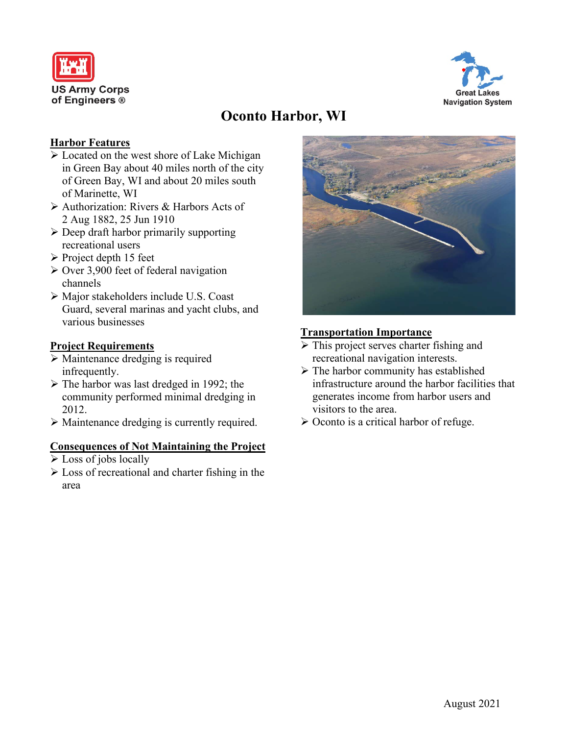US Army Corps of Engineers ®

Great Lakes Navigation System

# Oconto Harbor, WI

## Harbor Features

- Located on the west shore of Lake Michigan in Green Bay about 40 miles north of the city of Green Bay, WI and about 20 miles south of Marinette, WI
- Authorization: Rivers & Harbors Acts of 2 Aug 1882, 25 Jun 1910
- Deep draft harbor primarily supporting recreational users
- Project depth 15 feet
- Over 3,900 feet of federal navigation channels
- Major stakeholders include U.S. Coast Guard, several marinas and yacht clubs, and various businesses

## Project Requirements

- Maintenance dredging is required infrequently.
- The harbor was last dredged in 1992; the community performed minimal dredging in 2012.
- Maintenance dredging is currently required.

## Consequences of Not Maintaining the Project

- Loss of jobs locally
- Loss of recreational and charter fishing in the area

## Transportation Importance

- This project serves charter fishing and recreational navigation interests.
- The harbor community has established infrastructure around the harbor facilities that generates income from harbor users and visitors to the area.
- Oconto is a critical harbor of refuge.

August 2021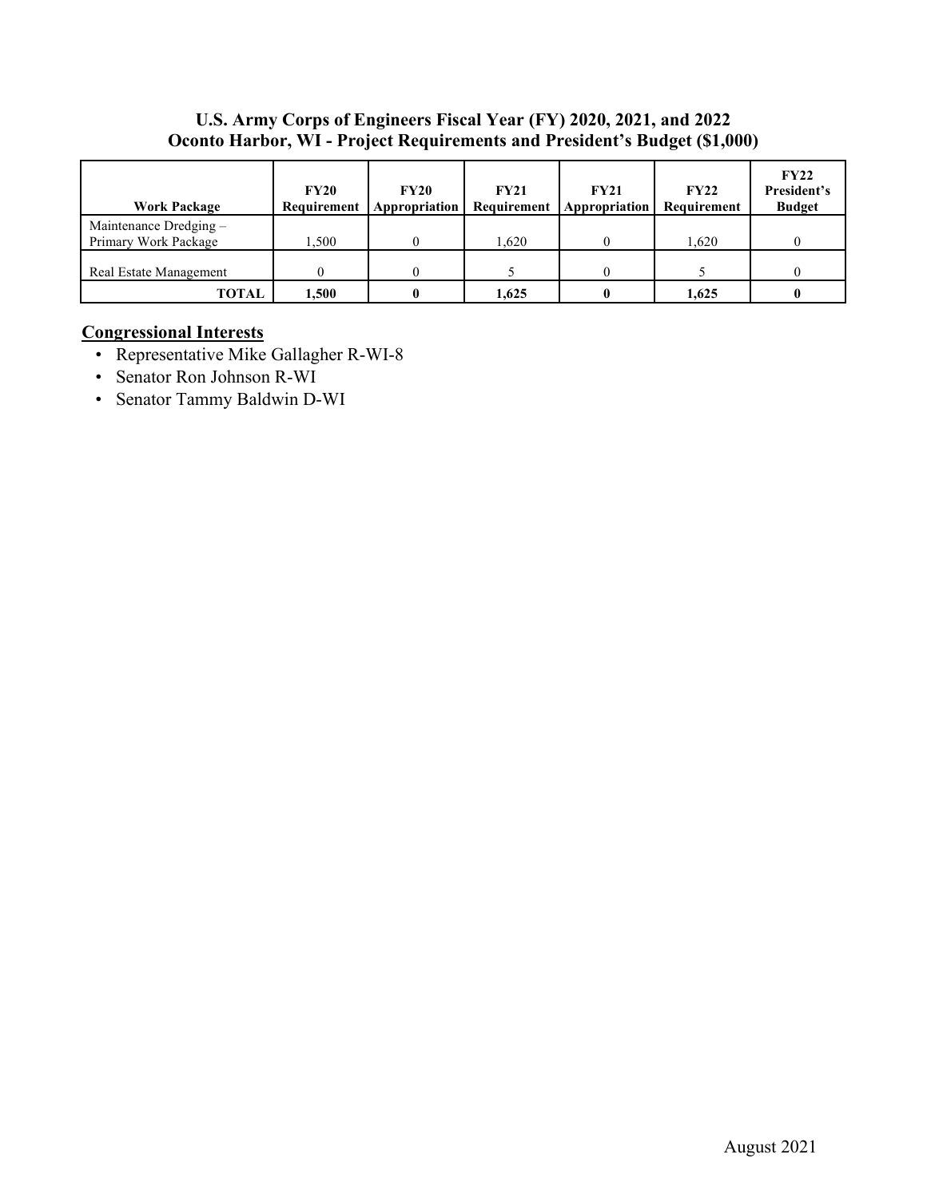**U.S. Army Corps of Engineers Fiscal Year (FY) 2020, 2021, and 2022**
**Oconto Harbor, WI - Project Requirements and President's Budget ($1,000)**

| Work Package | FY20 Requirement | FY20 Appropriation | FY21 Requirement | FY21 Appropriation | FY22 Requirement | FY22 President's Budget |
|---|---|---|---|---|---|---|
| Maintenance Dredging – Primary Work Package | 1,500 | 0 | 1,620 | 0 | 1,620 | 0 |
| Real Estate Management | 0 | 0 | 5 | 0 | 5 | 0 |
| **TOTAL** | **1,500** | **0** | **1,625** | **0** | **1,625** | **0** |

## Congressional Interests

- Representative Mike Gallagher R-WI-8
- Senator Ron Johnson R-WI
- Senator Tammy Baldwin D-WI

August 2021